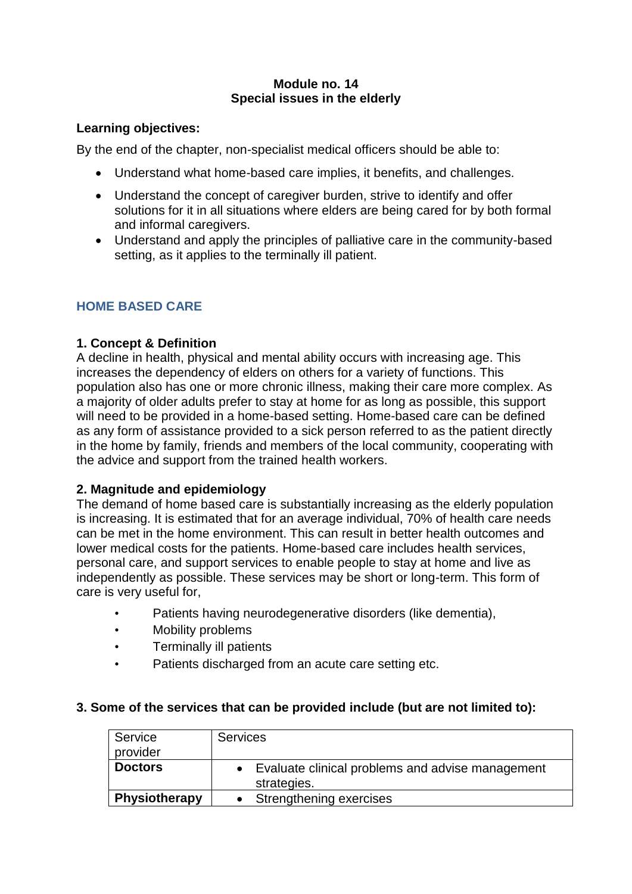**Module no. 14**
**Special issues in the elderly**

**Learning objectives:**

By the end of the chapter, non-specialist medical officers should be able to:

- Understand what home-based care implies, it benefits, and challenges.
- Understand the concept of caregiver burden, strive to identify and offer solutions for it in all situations where elders are being cared for by both formal and informal caregivers.
- Understand and apply the principles of palliative care in the community-based setting, as it applies to the terminally ill patient.

## HOME BASED CARE

### 1. Concept & Definition

A decline in health, physical and mental ability occurs with increasing age. This increases the dependency of elders on others for a variety of functions. This population also has one or more chronic illness, making their care more complex. As a majority of older adults prefer to stay at home for as long as possible, this support will need to be provided in a home-based setting. Home-based care can be defined as any form of assistance provided to a sick person referred to as the patient directly in the home by family, friends and members of the local community, cooperating with the advice and support from the trained health workers.

### 2. Magnitude and epidemiology

The demand of home based care is substantially increasing as the elderly population is increasing. It is estimated that for an average individual, 70% of health care needs can be met in the home environment. This can result in better health outcomes and lower medical costs for the patients. Home-based care includes health services, personal care, and support services to enable people to stay at home and live as independently as possible. These services may be short or long-term. This form of care is very useful for,

- Patients having neurodegenerative disorders (like dementia),
- Mobility problems
- Terminally ill patients
- Patients discharged from an acute care setting etc.

### 3. Some of the services that can be provided include (but are not limited to):

| Service provider | Services |
|---|---|
| **Doctors** | • Evaluate clinical problems and advise management strategies. |
| **Physiotherapy** | • Strengthening exercises |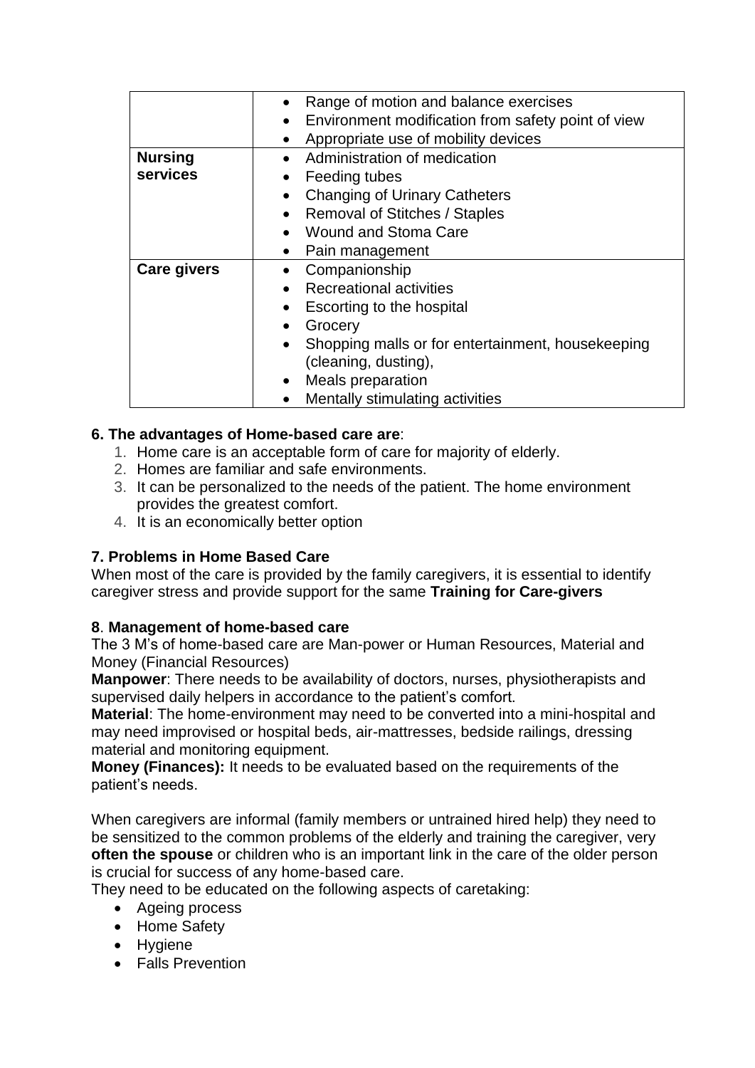|  |  |
|---|---|
|  | • Range of motion and balance exercises<br>• Environment modification from safety point of view<br>• Appropriate use of mobility devices |
| **Nursing services** | • Administration of medication<br>• Feeding tubes<br>• Changing of Urinary Catheters<br>• Removal of Stitches / Staples<br>• Wound and Stoma Care<br>• Pain management |
| **Care givers** | • Companionship<br>• Recreational activities<br>• Escorting to the hospital<br>• Grocery<br>• Shopping malls or for entertainment, housekeeping (cleaning, dusting),<br>• Meals preparation<br>• Mentally stimulating activities |

**6. The advantages of Home-based care are**:

1. Home care is an acceptable form of care for majority of elderly.
2. Homes are familiar and safe environments.
3. It can be personalized to the needs of the patient. The home environment provides the greatest comfort.
4. It is an economically better option

**7. Problems in Home Based Care**

When most of the care is provided by the family caregivers, it is essential to identify caregiver stress and provide support for the same **Training for Care-givers**

**8**. **Management of home-based care**

The 3 M's of home-based care are Man-power or Human Resources, Material and Money (Financial Resources)

**Manpower**: There needs to be availability of doctors, nurses, physiotherapists and supervised daily helpers in accordance to the patient's comfort.

**Material**: The home-environment may need to be converted into a mini-hospital and may need improvised or hospital beds, air-mattresses, bedside railings, dressing material and monitoring equipment.

**Money (Finances):** It needs to be evaluated based on the requirements of the patient's needs.

When caregivers are informal (family members or untrained hired help) they need to be sensitized to the common problems of the elderly and training the caregiver, very **often the spouse** or children who is an important link in the care of the older person is crucial for success of any home-based care.

They need to be educated on the following aspects of caretaking:

- Ageing process
- Home Safety
- Hygiene
- Falls Prevention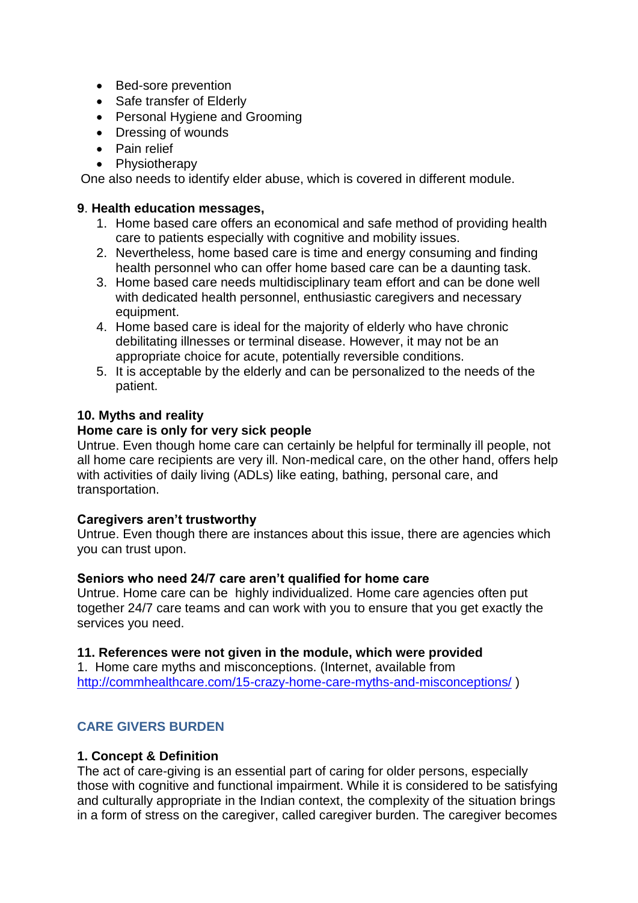- Bed-sore prevention
- Safe transfer of Elderly
- Personal Hygiene and Grooming
- Dressing of wounds
- Pain relief
- Physiotherapy

One also needs to identify elder abuse, which is covered in different module.

**9. Health education messages,**

1. Home based care offers an economical and safe method of providing health care to patients especially with cognitive and mobility issues.
2. Nevertheless, home based care is time and energy consuming and finding health personnel who can offer home based care can be a daunting task.
3. Home based care needs multidisciplinary team effort and can be done well with dedicated health personnel, enthusiastic caregivers and necessary equipment.
4. Home based care is ideal for the majority of elderly who have chronic debilitating illnesses or terminal disease. However, it may not be an appropriate choice for acute, potentially reversible conditions.
5. It is acceptable by the elderly and can be personalized to the needs of the patient.

**10. Myths and reality**

**Home care is only for very sick people**

Untrue. Even though home care can certainly be helpful for terminally ill people, not all home care recipients are very ill. Non-medical care, on the other hand, offers help with activities of daily living (ADLs) like eating, bathing, personal care, and transportation.

**Caregivers aren't trustworthy**

Untrue. Even though there are instances about this issue, there are agencies which you can trust upon.

**Seniors who need 24/7 care aren't qualified for home care**

Untrue. Home care can be highly individualized. Home care agencies often put together 24/7 care teams and can work with you to ensure that you get exactly the services you need.

**11. References were not given in the module, which were provided**

1. Home care myths and misconceptions. (Internet, available from http://commhealthcare.com/15-crazy-home-care-myths-and-misconceptions/ )

## CARE GIVERS BURDEN

**1. Concept & Definition**

The act of care-giving is an essential part of caring for older persons, especially those with cognitive and functional impairment. While it is considered to be satisfying and culturally appropriate in the Indian context, the complexity of the situation brings in a form of stress on the caregiver, called caregiver burden. The caregiver becomes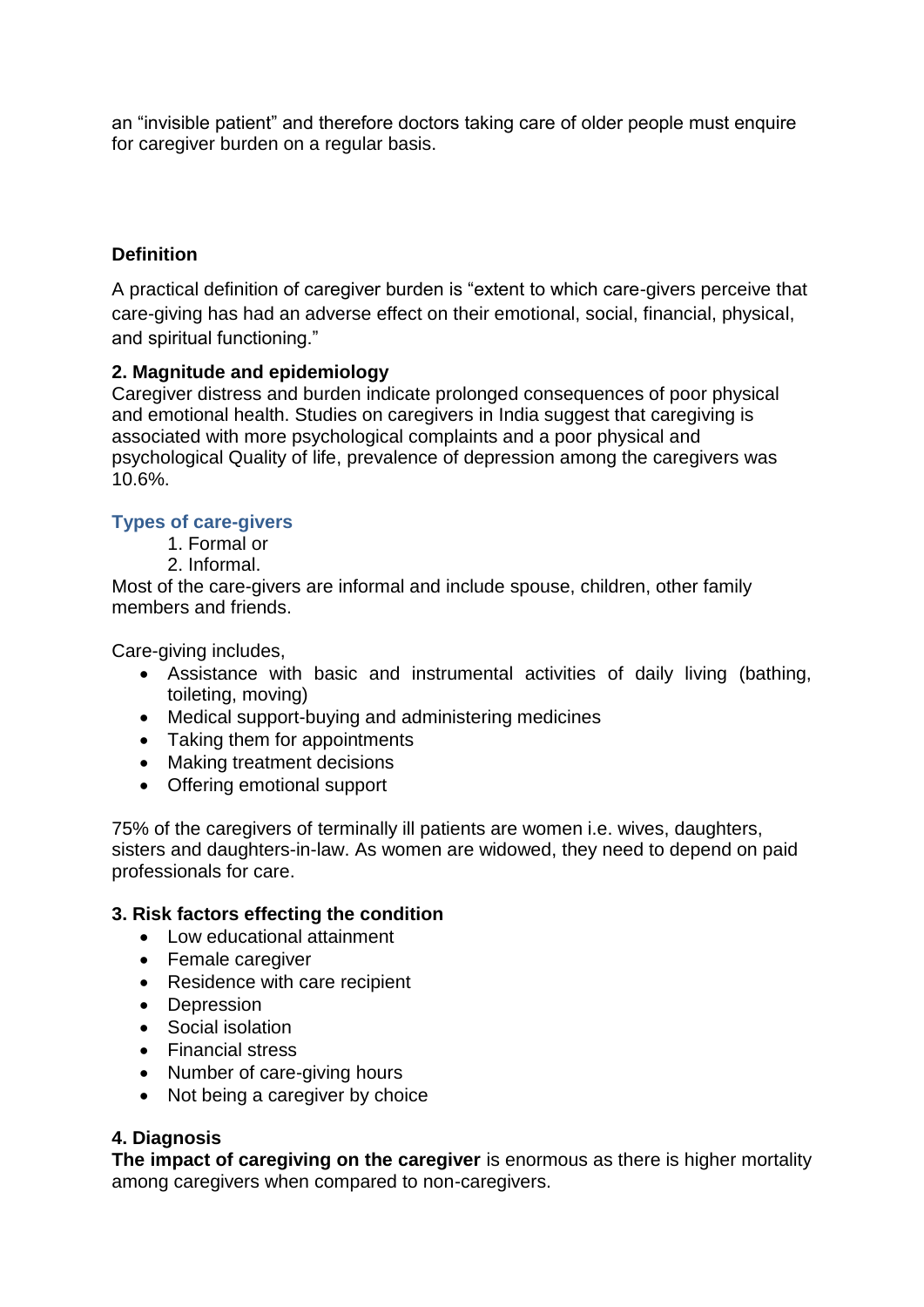an "invisible patient" and therefore doctors taking care of older people must enquire for caregiver burden on a regular basis.

**Definition**

A practical definition of caregiver burden is "extent to which care-givers perceive that care-giving has had an adverse effect on their emotional, social, financial, physical, and spiritual functioning."

**2. Magnitude and epidemiology**

Caregiver distress and burden indicate prolonged consequences of poor physical and emotional health. Studies on caregivers in India suggest that caregiving is associated with more psychological complaints and a poor physical and psychological Quality of life, prevalence of depression among the caregivers was 10.6%.

**Types of care-givers**

1. Formal or
2. Informal.

Most of the care-givers are informal and include spouse, children, other family members and friends.

Care-giving includes,

- Assistance with basic and instrumental activities of daily living (bathing, toileting, moving)
- Medical support-buying and administering medicines
- Taking them for appointments
- Making treatment decisions
- Offering emotional support

75% of the caregivers of terminally ill patients are women i.e. wives, daughters, sisters and daughters-in-law. As women are widowed, they need to depend on paid professionals for care.

**3. Risk factors effecting the condition**

- Low educational attainment
- Female caregiver
- Residence with care recipient
- Depression
- Social isolation
- Financial stress
- Number of care-giving hours
- Not being a caregiver by choice

**4. Diagnosis**

**The impact of caregiving on the caregiver** is enormous as there is higher mortality among caregivers when compared to non-caregivers.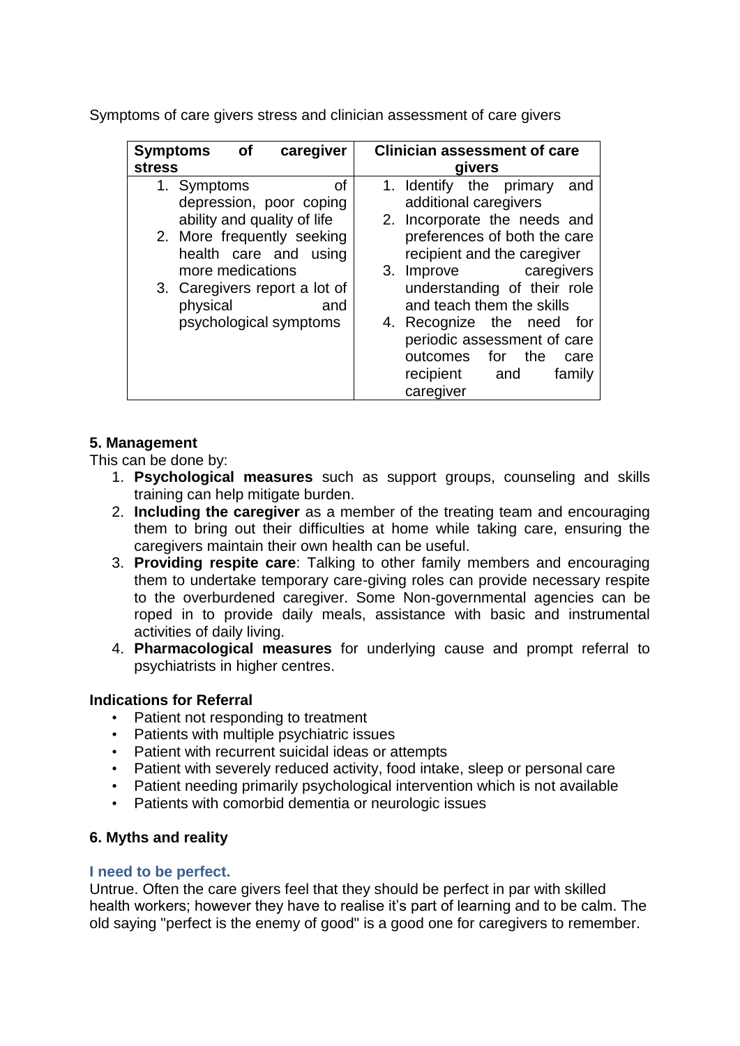Symptoms of care givers stress and clinician assessment of care givers

| Symptoms of caregiver stress | Clinician assessment of care givers |
|---|---|
| 1. Symptoms of depression, poor coping ability and quality of life<br>2. More frequently seeking health care and using more medications<br>3. Caregivers report a lot of physical and psychological symptoms | 1. Identify the primary and additional caregivers<br>2. Incorporate the needs and preferences of both the care recipient and the caregiver<br>3. Improve caregivers understanding of their role and teach them the skills<br>4. Recognize the need for periodic assessment of care outcomes for the care recipient and family caregiver |

### 5. Management

This can be done by:

1. **Psychological measures** such as support groups, counseling and skills training can help mitigate burden.
2. **Including the caregiver** as a member of the treating team and encouraging them to bring out their difficulties at home while taking care, ensuring the caregivers maintain their own health can be useful.
3. **Providing respite care**: Talking to other family members and encouraging them to undertake temporary care-giving roles can provide necessary respite to the overburdened caregiver. Some Non-governmental agencies can be roped in to provide daily meals, assistance with basic and instrumental activities of daily living.
4. **Pharmacological measures** for underlying cause and prompt referral to psychiatrists in higher centres.

### Indications for Referral

- Patient not responding to treatment
- Patients with multiple psychiatric issues
- Patient with recurrent suicidal ideas or attempts
- Patient with severely reduced activity, food intake, sleep or personal care
- Patient needing primarily psychological intervention which is not available
- Patients with comorbid dementia or neurologic issues

### 6. Myths and reality

#### I need to be perfect.

Untrue. Often the care givers feel that they should be perfect in par with skilled health workers; however they have to realise it's part of learning and to be calm. The old saying "perfect is the enemy of good" is a good one for caregivers to remember.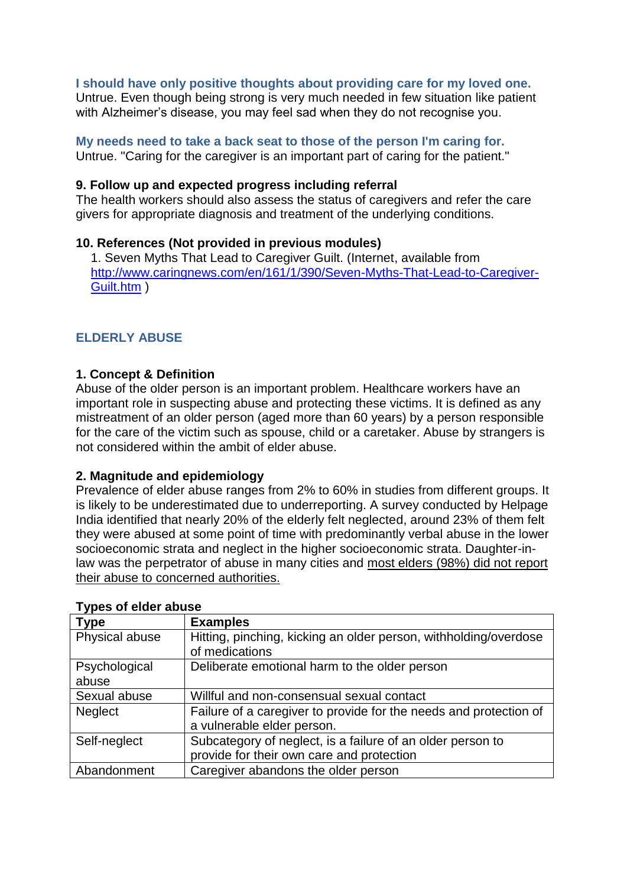**I should have only positive thoughts about providing care for my loved one.**
Untrue. Even though being strong is very much needed in few situation like patient with Alzheimer's disease, you may feel sad when they do not recognise you.

**My needs need to take a back seat to those of the person I'm caring for.**
Untrue. "Caring for the caregiver is an important part of caring for the patient."

**9. Follow up and expected progress including referral**
The health workers should also assess the status of caregivers and refer the care givers for appropriate diagnosis and treatment of the underlying conditions.

**10. References (Not provided in previous modules)**

1. Seven Myths That Lead to Caregiver Guilt. (Internet, available from [http://www.caringnews.com/en/161/1/390/Seven-Myths-That-Lead-to-Caregiver-Guilt.htm](http://www.caringnews.com/en/161/1/390/Seven-Myths-That-Lead-to-Caregiver-Guilt.htm) )

## ELDERLY ABUSE

**1. Concept & Definition**
Abuse of the older person is an important problem. Healthcare workers have an important role in suspecting abuse and protecting these victims. It is defined as any mistreatment of an older person (aged more than 60 years) by a person responsible for the care of the victim such as spouse, child or a caretaker. Abuse by strangers is not considered within the ambit of elder abuse.

**2. Magnitude and epidemiology**
Prevalence of elder abuse ranges from 2% to 60% in studies from different groups. It is likely to be underestimated due to underreporting. A survey conducted by Helpage India identified that nearly 20% of the elderly felt neglected, around 23% of them felt they were abused at some point of time with predominantly verbal abuse in the lower socioeconomic strata and neglect in the higher socioeconomic strata. Daughter-in-law was the perpetrator of abuse in many cities and most elders (98%) did not report their abuse to concerned authorities.

**Types of elder abuse**

| Type | Examples |
|---|---|
| Physical abuse | Hitting, pinching, kicking an older person, withholding/overdose of medications |
| Psychological abuse | Deliberate emotional harm to the older person |
| Sexual abuse | Willful and non-consensual sexual contact |
| Neglect | Failure of a caregiver to provide for the needs and protection of a vulnerable elder person. |
| Self-neglect | Subcategory of neglect, is a failure of an older person to provide for their own care and protection |
| Abandonment | Caregiver abandons the older person |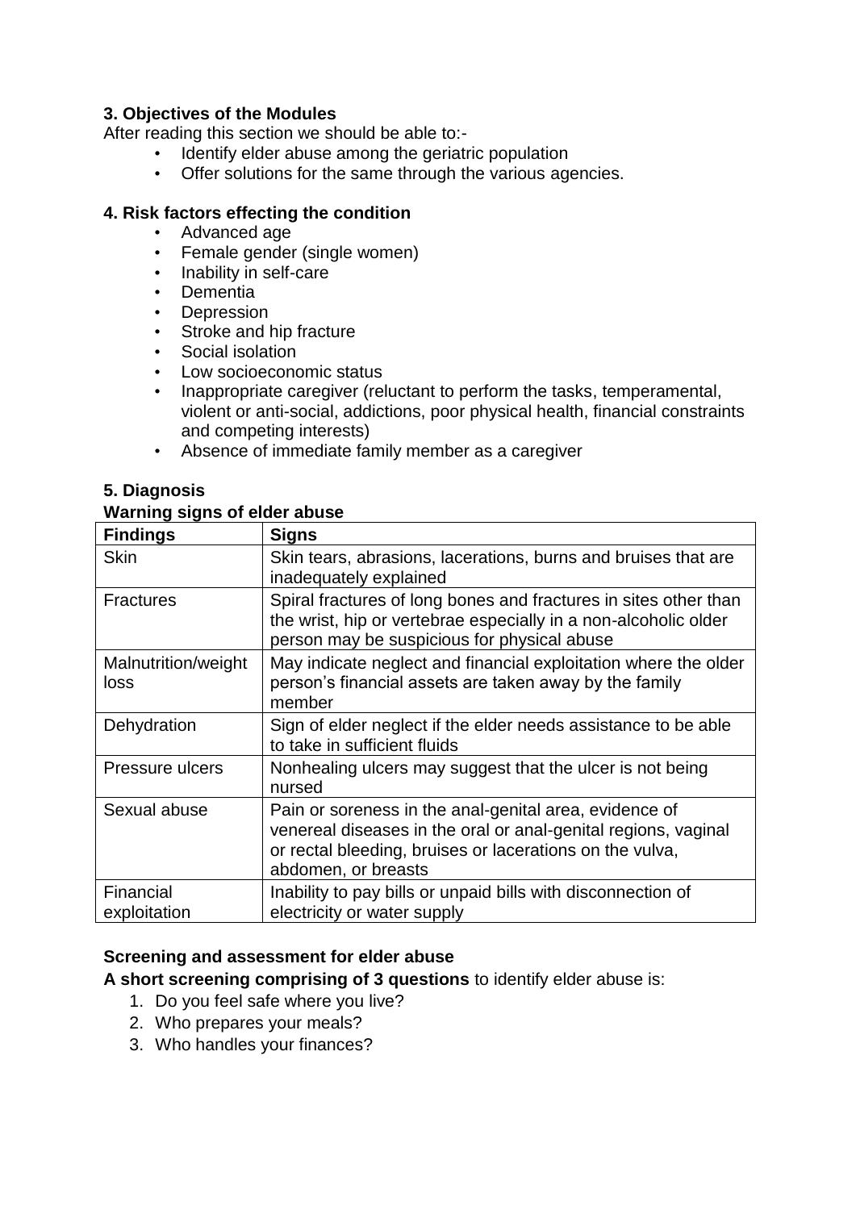**3. Objectives of the Modules**

After reading this section we should be able to:-

- Identify elder abuse among the geriatric population
- Offer solutions for the same through the various agencies.

**4. Risk factors effecting the condition**

- Advanced age
- Female gender (single women)
- Inability in self-care
- Dementia
- Depression
- Stroke and hip fracture
- Social isolation
- Low socioeconomic status
- Inappropriate caregiver (reluctant to perform the tasks, temperamental, violent or anti-social, addictions, poor physical health, financial constraints and competing interests)
- Absence of immediate family member as a caregiver

**5. Diagnosis**

**Warning signs of elder abuse**

| **Findings** | **Signs** |
|---|---|
| Skin | Skin tears, abrasions, lacerations, burns and bruises that are inadequately explained |
| Fractures | Spiral fractures of long bones and fractures in sites other than the wrist, hip or vertebrae especially in a non-alcoholic older person may be suspicious for physical abuse |
| Malnutrition/weight loss | May indicate neglect and financial exploitation where the older person's financial assets are taken away by the family member |
| Dehydration | Sign of elder neglect if the elder needs assistance to be able to take in sufficient fluids |
| Pressure ulcers | Nonhealing ulcers may suggest that the ulcer is not being nursed |
| Sexual abuse | Pain or soreness in the anal-genital area, evidence of venereal diseases in the oral or anal-genital regions, vaginal or rectal bleeding, bruises or lacerations on the vulva, abdomen, or breasts |
| Financial exploitation | Inability to pay bills or unpaid bills with disconnection of electricity or water supply |

**Screening and assessment for elder abuse**

**A short screening comprising of 3 questions** to identify elder abuse is:

1. Do you feel safe where you live?
2. Who prepares your meals?
3. Who handles your finances?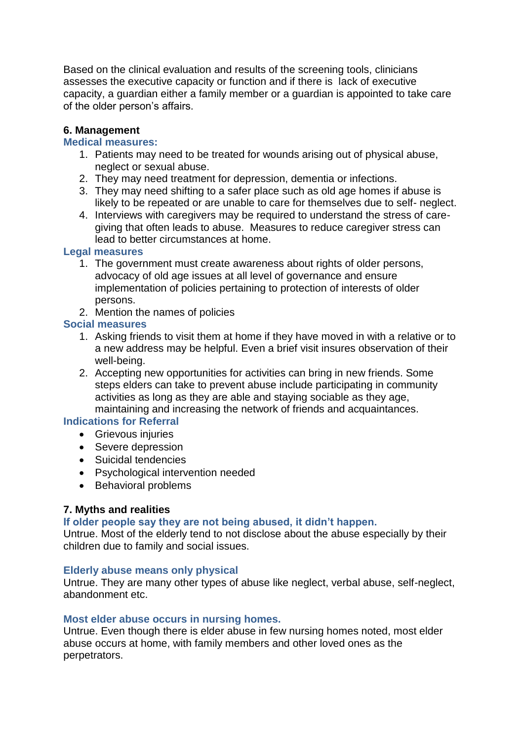Based on the clinical evaluation and results of the screening tools, clinicians assesses the executive capacity or function and if there is lack of executive capacity, a guardian either a family member or a guardian is appointed to take care of the older person's affairs.

## 6. Management

### Medical measures:

1. Patients may need to be treated for wounds arising out of physical abuse, neglect or sexual abuse.
2. They may need treatment for depression, dementia or infections.
3. They may need shifting to a safer place such as old age homes if abuse is likely to be repeated or are unable to care for themselves due to self- neglect.
4. Interviews with caregivers may be required to understand the stress of care-giving that often leads to abuse. Measures to reduce caregiver stress can lead to better circumstances at home.

### Legal measures

1. The government must create awareness about rights of older persons, advocacy of old age issues at all level of governance and ensure implementation of policies pertaining to protection of interests of older persons.
2. Mention the names of policies

### Social measures

1. Asking friends to visit them at home if they have moved in with a relative or to a new address may be helpful. Even a brief visit insures observation of their well-being.
2. Accepting new opportunities for activities can bring in new friends. Some steps elders can take to prevent abuse include participating in community activities as long as they are able and staying sociable as they age, maintaining and increasing the network of friends and acquaintances.

### Indications for Referral

- Grievous injuries
- Severe depression
- Suicidal tendencies
- Psychological intervention needed
- Behavioral problems

## 7. Myths and realities

### If older people say they are not being abused, it didn't happen.

Untrue. Most of the elderly tend to not disclose about the abuse especially by their children due to family and social issues.

### Elderly abuse means only physical

Untrue. They are many other types of abuse like neglect, verbal abuse, self-neglect, abandonment etc.

### Most elder abuse occurs in nursing homes.

Untrue. Even though there is elder abuse in few nursing homes noted, most elder abuse occurs at home, with family members and other loved ones as the perpetrators.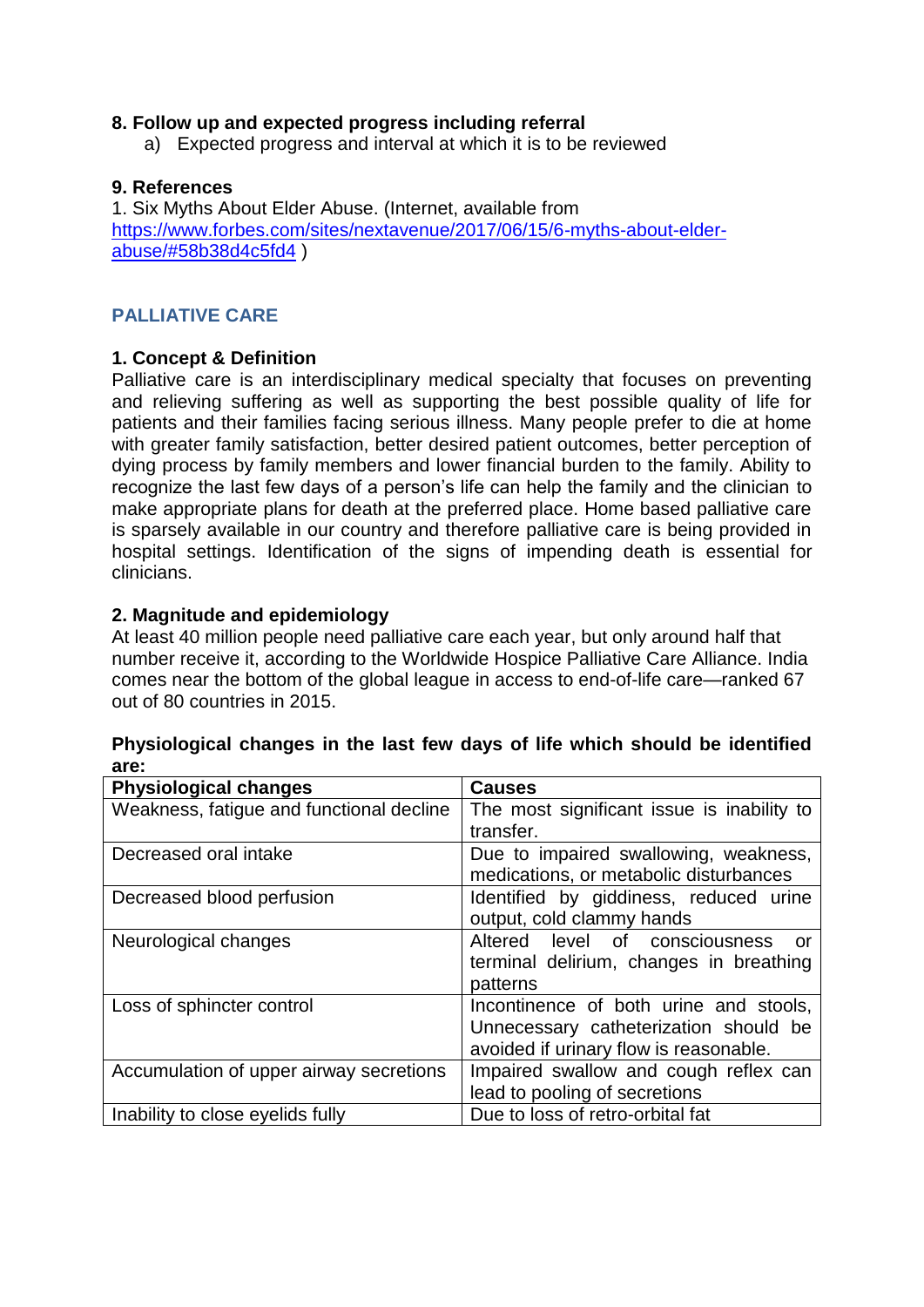**8. Follow up and expected progress including referral**

a) Expected progress and interval at which it is to be reviewed

**9. References**

1. Six Myths About Elder Abuse. (Internet, available from [https://www.forbes.com/sites/nextavenue/2017/06/15/6-myths-about-elder-abuse/#58b38d4c5fd4](https://www.forbes.com/sites/nextavenue/2017/06/15/6-myths-about-elder-abuse/#58b38d4c5fd4) )

## PALLIATIVE CARE

**1. Concept & Definition**

Palliative care is an interdisciplinary medical specialty that focuses on preventing and relieving suffering as well as supporting the best possible quality of life for patients and their families facing serious illness. Many people prefer to die at home with greater family satisfaction, better desired patient outcomes, better perception of dying process by family members and lower financial burden to the family. Ability to recognize the last few days of a person's life can help the family and the clinician to make appropriate plans for death at the preferred place. Home based palliative care is sparsely available in our country and therefore palliative care is being provided in hospital settings. Identification of the signs of impending death is essential for clinicians.

**2. Magnitude and epidemiology**

At least 40 million people need palliative care each year, but only around half that number receive it, according to the Worldwide Hospice Palliative Care Alliance. India comes near the bottom of the global league in access to end-of-life care—ranked 67 out of 80 countries in 2015.

**Physiological changes in the last few days of life which should be identified are:**

| Physiological changes | Causes |
|---|---|
| Weakness, fatigue and functional decline | The most significant issue is inability to transfer. |
| Decreased oral intake | Due to impaired swallowing, weakness, medications, or metabolic disturbances |
| Decreased blood perfusion | Identified by giddiness, reduced urine output, cold clammy hands |
| Neurological changes | Altered level of consciousness or terminal delirium, changes in breathing patterns |
| Loss of sphincter control | Incontinence of both urine and stools, Unnecessary catheterization should be avoided if urinary flow is reasonable. |
| Accumulation of upper airway secretions | Impaired swallow and cough reflex can lead to pooling of secretions |
| Inability to close eyelids fully | Due to loss of retro-orbital fat |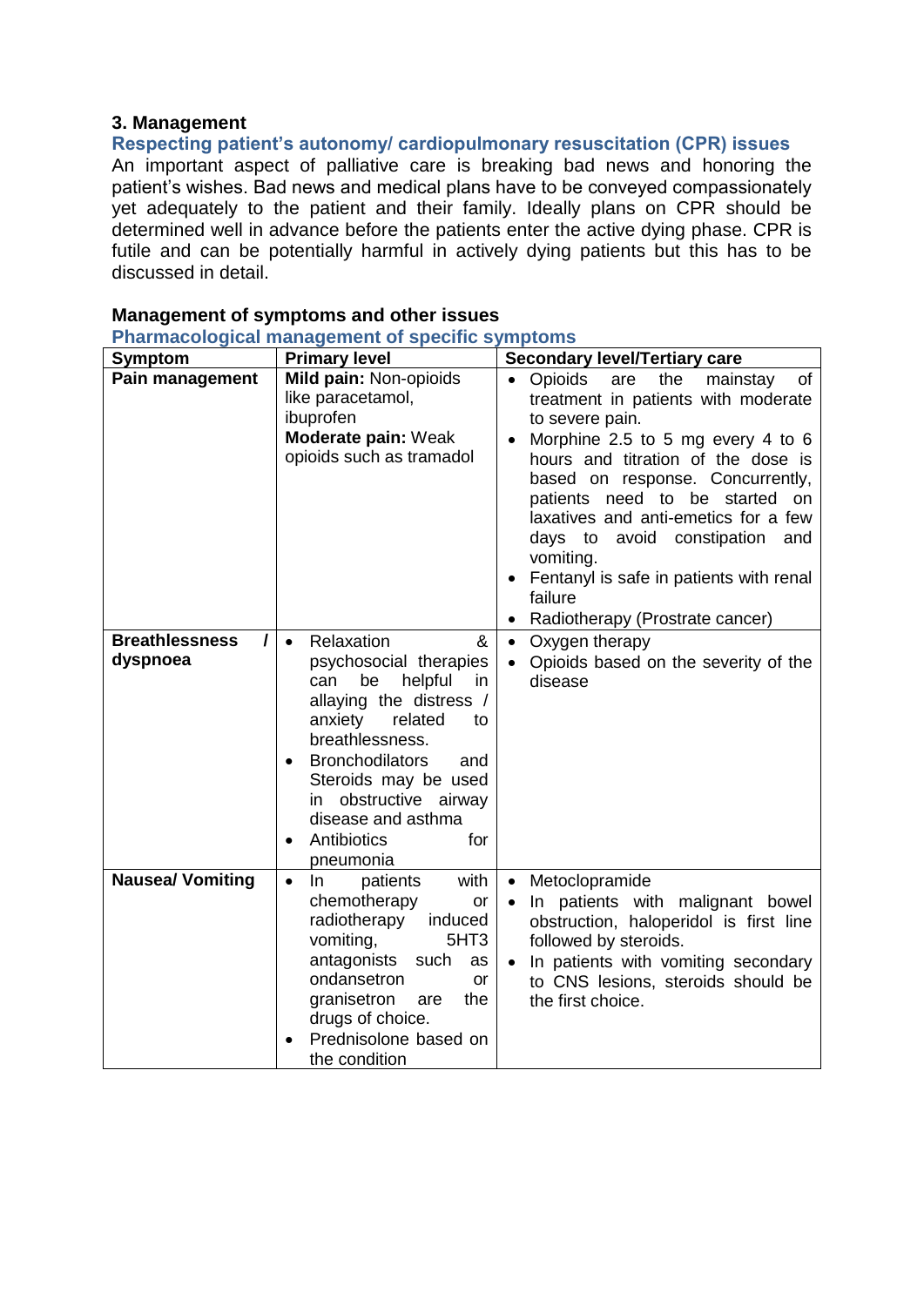## 3. Management

### Respecting patient's autonomy/ cardiopulmonary resuscitation (CPR) issues

An important aspect of palliative care is breaking bad news and honoring the patient's wishes. Bad news and medical plans have to be conveyed compassionately yet adequately to the patient and their family. Ideally plans on CPR should be determined well in advance before the patients enter the active dying phase. CPR is futile and can be potentially harmful in actively dying patients but this has to be discussed in detail.

### Management of symptoms and other issues

#### Pharmacological management of specific symptoms

| Symptom | Primary level | Secondary level/Tertiary care |
|---|---|---|
| **Pain management** | **Mild pain:** Non-opioids like paracetamol, ibuprofen<br>**Moderate pain:** Weak opioids such as tramadol | • Opioids are the mainstay of treatment in patients with moderate to severe pain.<br>• Morphine 2.5 to 5 mg every 4 to 6 hours and titration of the dose is based on response. Concurrently, patients need to be started on laxatives and anti-emetics for a few days to avoid constipation and vomiting.<br>• Fentanyl is safe in patients with renal failure<br>• Radiotherapy (Prostrate cancer) |
| **Breathlessness / dyspnoea** | • Relaxation & psychosocial therapies can be helpful in allaying the distress / anxiety related to breathlessness.<br>• Bronchodilators and Steroids may be used in obstructive airway disease and asthma<br>• Antibiotics for pneumonia | • Oxygen therapy<br>• Opioids based on the severity of the disease |
| **Nausea/ Vomiting** | • In patients with chemotherapy or radiotherapy induced vomiting, 5HT3 antagonists such as ondansetron or granisetron are the drugs of choice.<br>• Prednisolone based on the condition | • Metoclopramide<br>• In patients with malignant bowel obstruction, haloperidol is first line followed by steroids.<br>• In patients with vomiting secondary to CNS lesions, steroids should be the first choice. |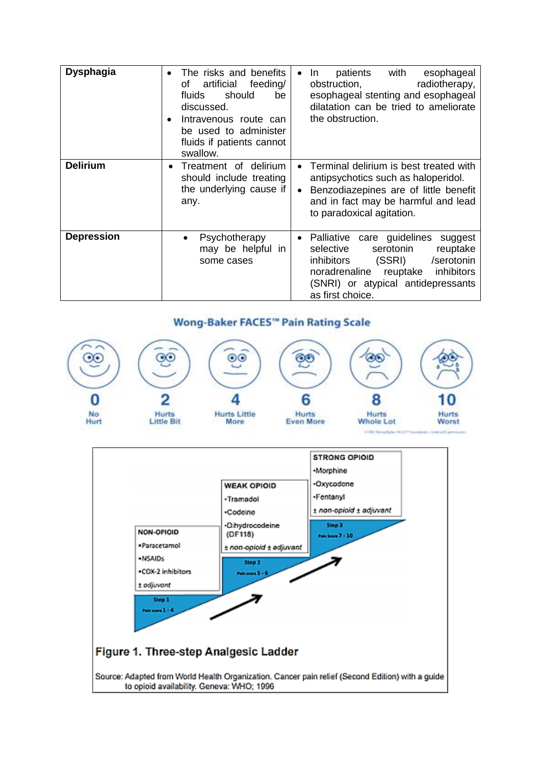| | | |
|---|---|---|
| **Dysphagia** | • The risks and benefits of artificial feeding/ fluids should be discussed.<br>• Intravenous route can be used to administer fluids if patients cannot swallow. | • In patients with esophageal obstruction, radiotherapy, esophageal stenting and esophageal dilatation can be tried to ameliorate the obstruction. |
| **Delirium** | • Treatment of delirium should include treating the underlying cause if any. | • Terminal delirium is best treated with antipsychotics such as haloperidol.<br>• Benzodiazepines are of little benefit and in fact may be harmful and lead to paradoxical agitation. |
| **Depression** | • Psychotherapy may be helpful in some cases | • Palliative care guidelines suggest selective serotonin reuptake inhibitors (SSRI) /serotonin noradrenaline reuptake inhibitors (SNRI) or atypical antidepressants as first choice. |

**Wong-Baker FACES™ Pain Rating Scale**

| 0 | 2 | 4 | 6 | 8 | 10 |
|---|---|---|---|---|---|
| No Hurt | Hurts Little Bit | Hurts Little More | Hurts Even More | Hurts Whole Lot | Hurts Worst |

**STRONG OPIOID**
- Morphine
- Oxycodone
- Fentanyl

*± non-opioid ± adjuvant*

Step 3
Pain score 7 - 10

**WEAK OPIOID**
- Tramadol
- Codeine
- Dihydrocodeine (DF118)

*± non-opioid ± adjuvant*

Step 2
Pain score 5 - 6

**NON-OPIOID**
- Paracetamol
- NSAIDs
- COX-2 inhibitors

*± adjuvant*

Step 1
Pain score 1 - 4

**Figure 1. Three-step Analgesic Ladder**

Source: Adapted from World Health Organization. Cancer pain relief (Second Edition) with a guide to opioid availability. Geneva: WHO; 1996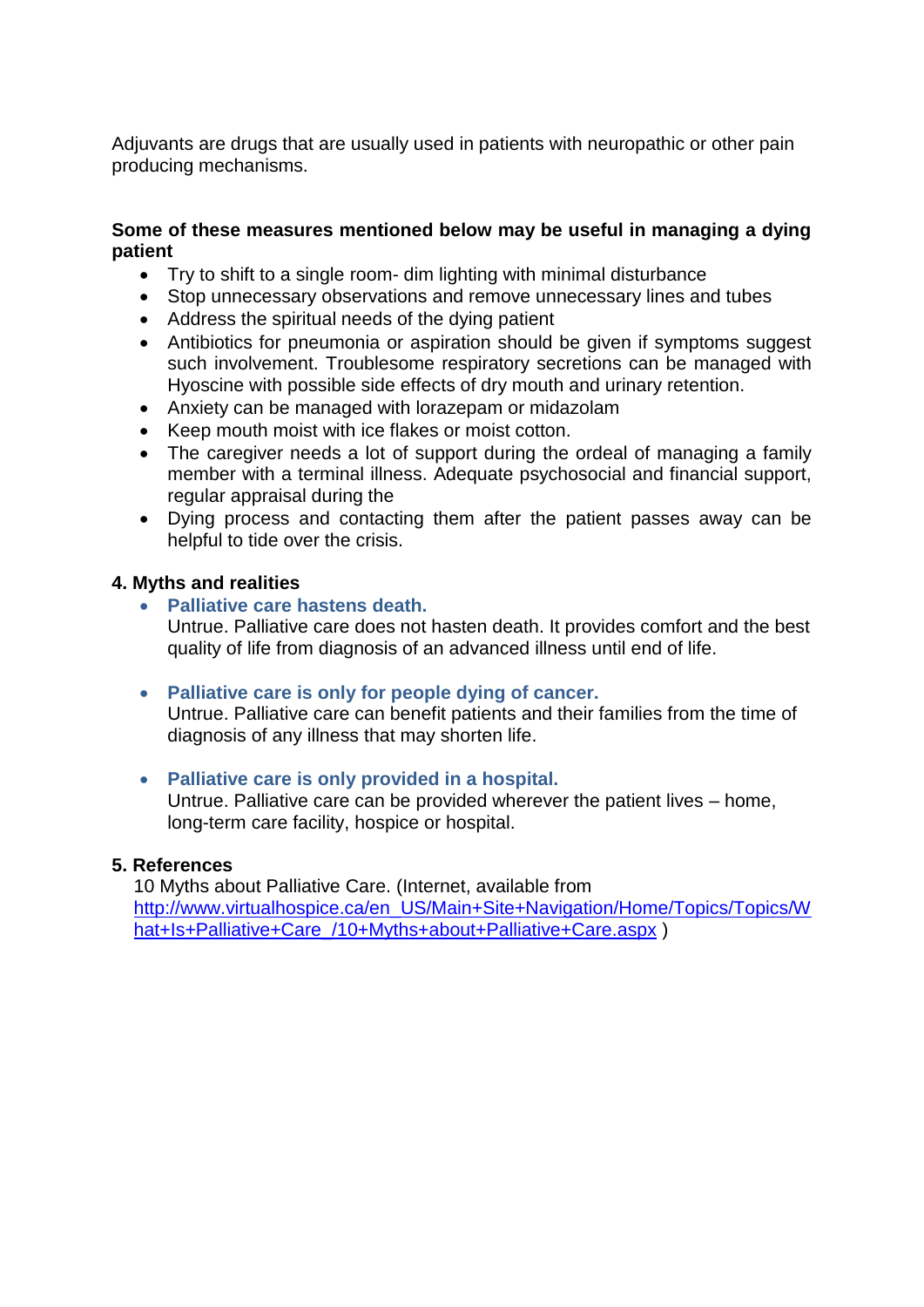Adjuvants are drugs that are usually used in patients with neuropathic or other pain producing mechanisms.

**Some of these measures mentioned below may be useful in managing a dying patient**

- Try to shift to a single room- dim lighting with minimal disturbance
- Stop unnecessary observations and remove unnecessary lines and tubes
- Address the spiritual needs of the dying patient
- Antibiotics for pneumonia or aspiration should be given if symptoms suggest such involvement. Troublesome respiratory secretions can be managed with Hyoscine with possible side effects of dry mouth and urinary retention.
- Anxiety can be managed with lorazepam or midazolam
- Keep mouth moist with ice flakes or moist cotton.
- The caregiver needs a lot of support during the ordeal of managing a family member with a terminal illness. Adequate psychosocial and financial support, regular appraisal during the
- Dying process and contacting them after the patient passes away can be helpful to tide over the crisis.

## 4. Myths and realities

- **Palliative care hastens death.**
  Untrue. Palliative care does not hasten death. It provides comfort and the best quality of life from diagnosis of an advanced illness until end of life.

- **Palliative care is only for people dying of cancer.**
  Untrue. Palliative care can benefit patients and their families from the time of diagnosis of any illness that may shorten life.

- **Palliative care is only provided in a hospital.**
  Untrue. Palliative care can be provided wherever the patient lives – home, long-term care facility, hospice or hospital.

## 5. References

10 Myths about Palliative Care. (Internet, available from http://www.virtualhospice.ca/en_US/Main+Site+Navigation/Home/Topics/Topics/What+Is+Palliative+Care_/10+Myths+about+Palliative+Care.aspx )